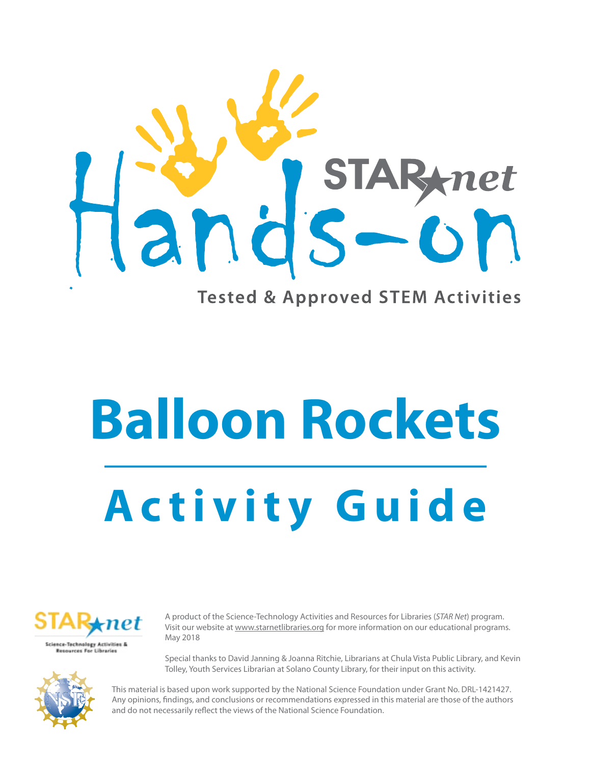# Hands-on STAR Net

Tested & Approved STEM Activities

# Balloon Rockets

## Activity Guide

A product of the Science-Technology Activities and Resources for Libraries (*STAR Net*) program. Visit our website at www.starnetlibraries.org for more information on our educational programs. May 2018

Special thanks to David Janning & Joanna Ritchie, Librarians at Chula Vista Public Library, and Kevin Tolley, Youth Services Librarian at Solano County Library, for their input on this activity.

This material is based upon work supported by the National Science Foundation under Grant No. DRL-1421427. Any opinions, findings, and conclusions or recommendations expressed in this material are those of the authors and do not necessarily reflect the views of the National Science Foundation.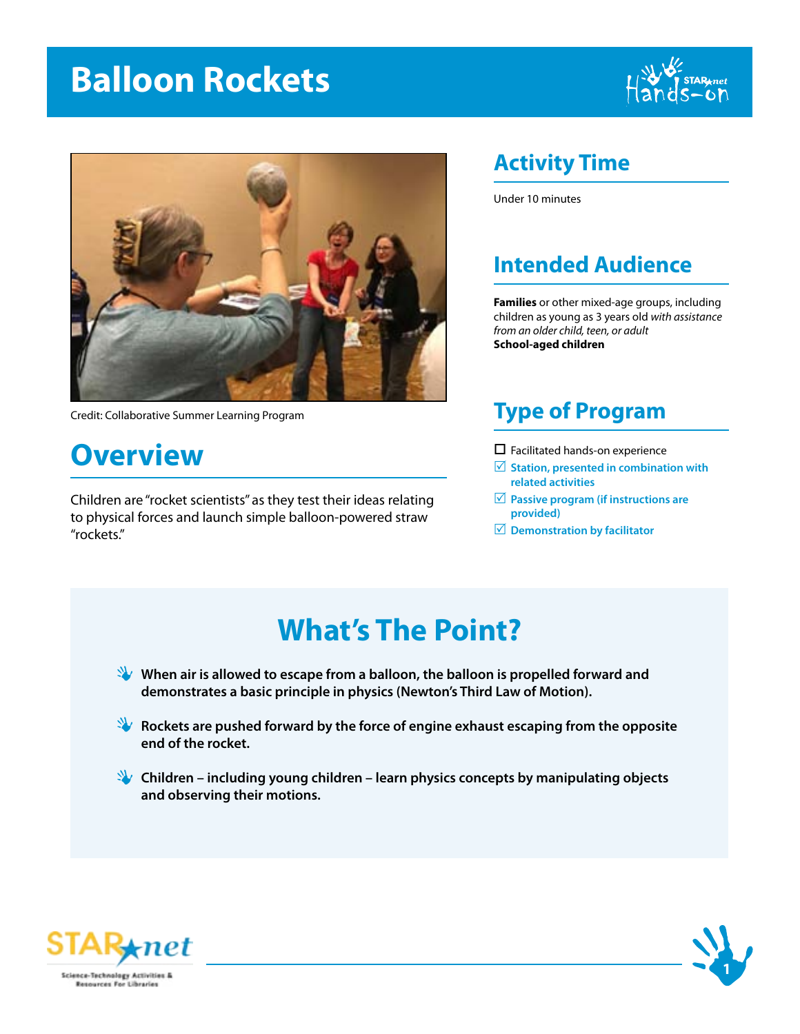# Balloon Rockets

Credit: Collaborative Summer Learning Program

## Overview

Children are "rocket scientists" as they test their ideas relating to physical forces and launch simple balloon-powered straw "rockets."

## Activity Time

Under 10 minutes

## Intended Audience

**Families** or other mixed-age groups, including children as young as 3 years old *with assistance from an older child, teen, or adult*
**School-aged children**

## Type of Program

- ☐ Facilitated hands-on experience
- ☑ **Station, presented in combination with related activities**
- ☑ **Passive program (if instructions are provided)**
- ☑ **Demonstration by facilitator**

## What's The Point?

- **When air is allowed to escape from a balloon, the balloon is propelled forward and demonstrates a basic principle in physics (Newton's Third Law of Motion).**
- **Rockets are pushed forward by the force of engine exhaust escaping from the opposite end of the rocket.**
- **Children – including young children – learn physics concepts by manipulating objects and observing their motions.**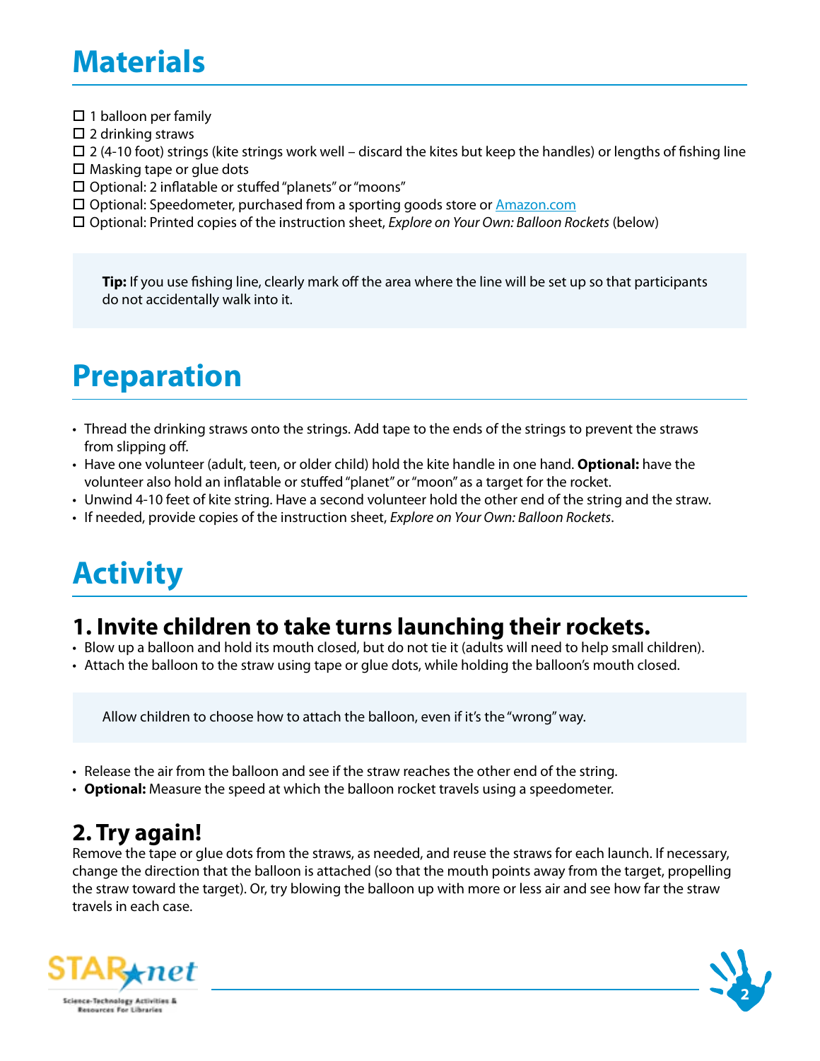# Materials

- ☐ 1 balloon per family
- ☐ 2 drinking straws
- ☐ 2 (4-10 foot) strings (kite strings work well – discard the kites but keep the handles) or lengths of fishing line
- ☐ Masking tape or glue dots
- ☐ Optional: 2 inflatable or stuffed "planets" or "moons"
- ☐ Optional: Speedometer, purchased from a sporting goods store or Amazon.com
- ☐ Optional: Printed copies of the instruction sheet, *Explore on Your Own: Balloon Rockets* (below)

> **Tip:** If you use fishing line, clearly mark off the area where the line will be set up so that participants do not accidentally walk into it.

# Preparation

- Thread the drinking straws onto the strings. Add tape to the ends of the strings to prevent the straws from slipping off.
- Have one volunteer (adult, teen, or older child) hold the kite handle in one hand. **Optional:** have the volunteer also hold an inflatable or stuffed "planet" or "moon" as a target for the rocket.
- Unwind 4-10 feet of kite string. Have a second volunteer hold the other end of the string and the straw.
- If needed, provide copies of the instruction sheet, *Explore on Your Own: Balloon Rockets*.

# Activity

## 1. Invite children to take turns launching their rockets.

- Blow up a balloon and hold its mouth closed, but do not tie it (adults will need to help small children).
- Attach the balloon to the straw using tape or glue dots, while holding the balloon's mouth closed.

> Allow children to choose how to attach the balloon, even if it's the "wrong" way.

- Release the air from the balloon and see if the straw reaches the other end of the string.
- **Optional:** Measure the speed at which the balloon rocket travels using a speedometer.

## 2. Try again!

Remove the tape or glue dots from the straws, as needed, and reuse the straws for each launch. If necessary, change the direction that the balloon is attached (so that the mouth points away from the target, propelling the straw toward the target). Or, try blowing the balloon up with more or less air and see how far the straw travels in each case.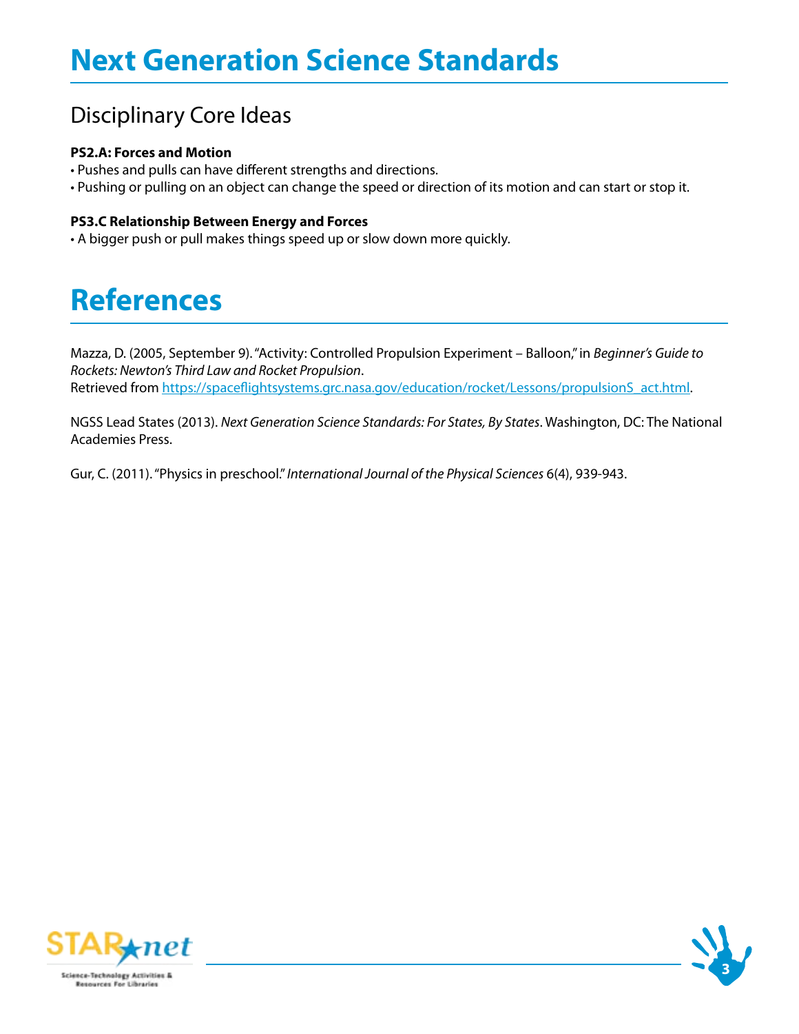# Next Generation Science Standards

## Disciplinary Core Ideas

**PS2.A: Forces and Motion**

- Pushes and pulls can have different strengths and directions.
- Pushing or pulling on an object can change the speed or direction of its motion and can start or stop it.

**PS3.C Relationship Between Energy and Forces**

- A bigger push or pull makes things speed up or slow down more quickly.

# References

Mazza, D. (2005, September 9). "Activity: Controlled Propulsion Experiment – Balloon," in *Beginner's Guide to Rockets: Newton's Third Law and Rocket Propulsion*.
Retrieved from https://spaceflightsystems.grc.nasa.gov/education/rocket/Lessons/propulsionS_act.html.

NGSS Lead States (2013). *Next Generation Science Standards: For States, By States*. Washington, DC: The National Academies Press.

Gur, C. (2011). "Physics in preschool." *International Journal of the Physical Sciences* 6(4), 939-943.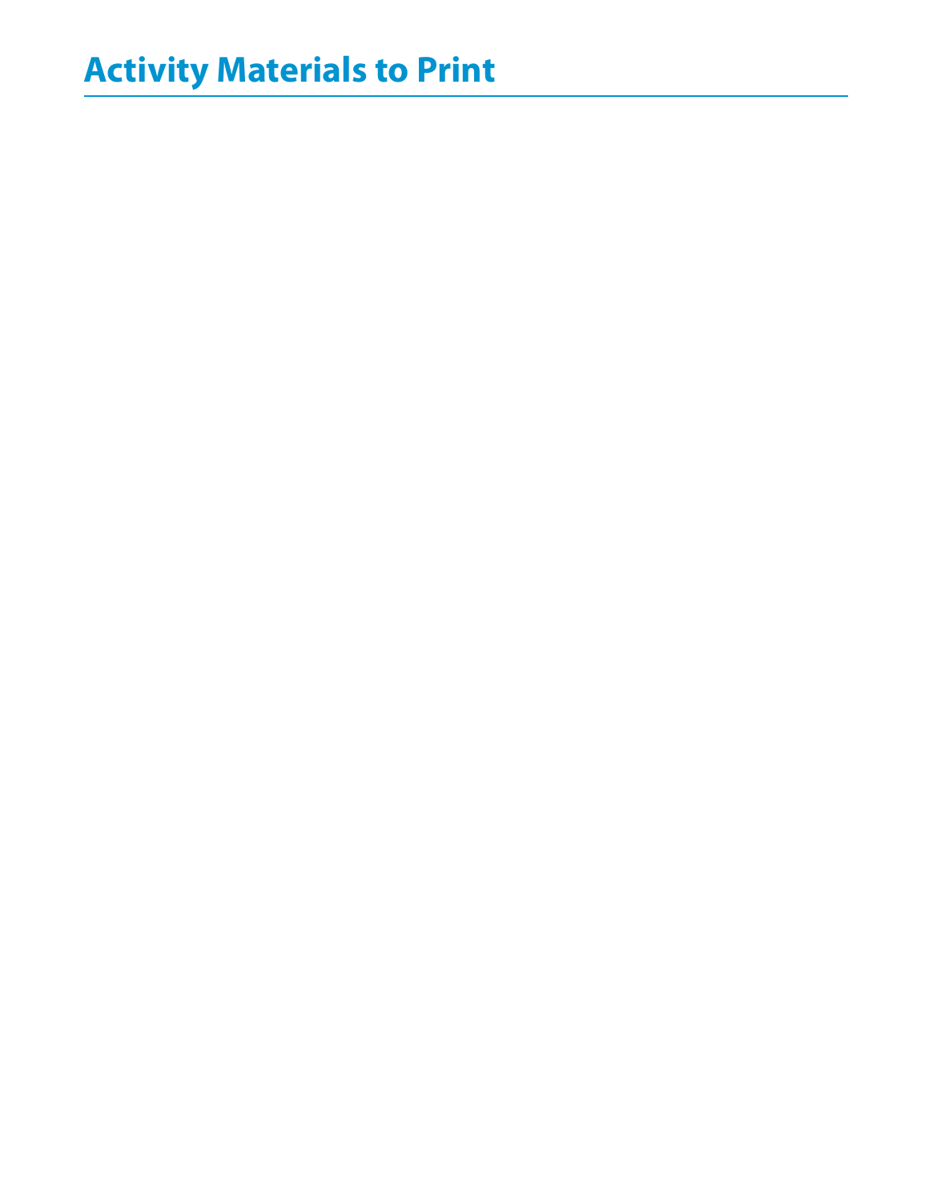# Activity Materials to Print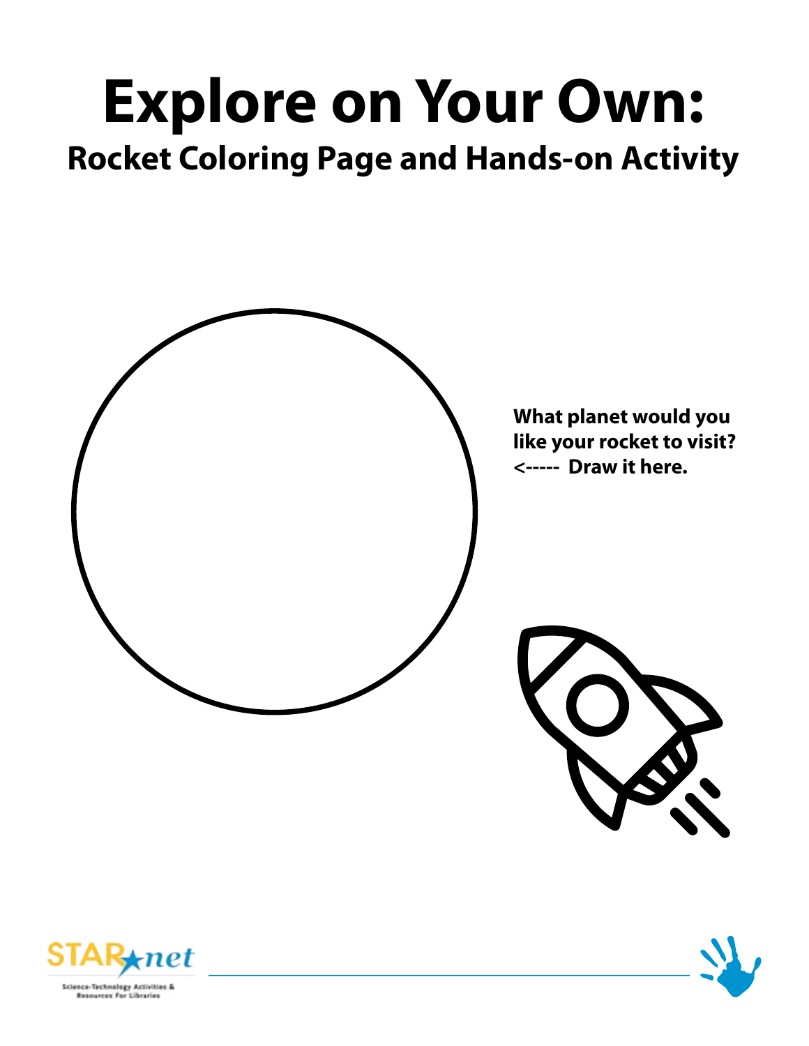# Explore on Your Own:

## Rocket Coloring Page and Hands-on Activity

**What planet would you like your rocket to visit? <----- Draw it here.**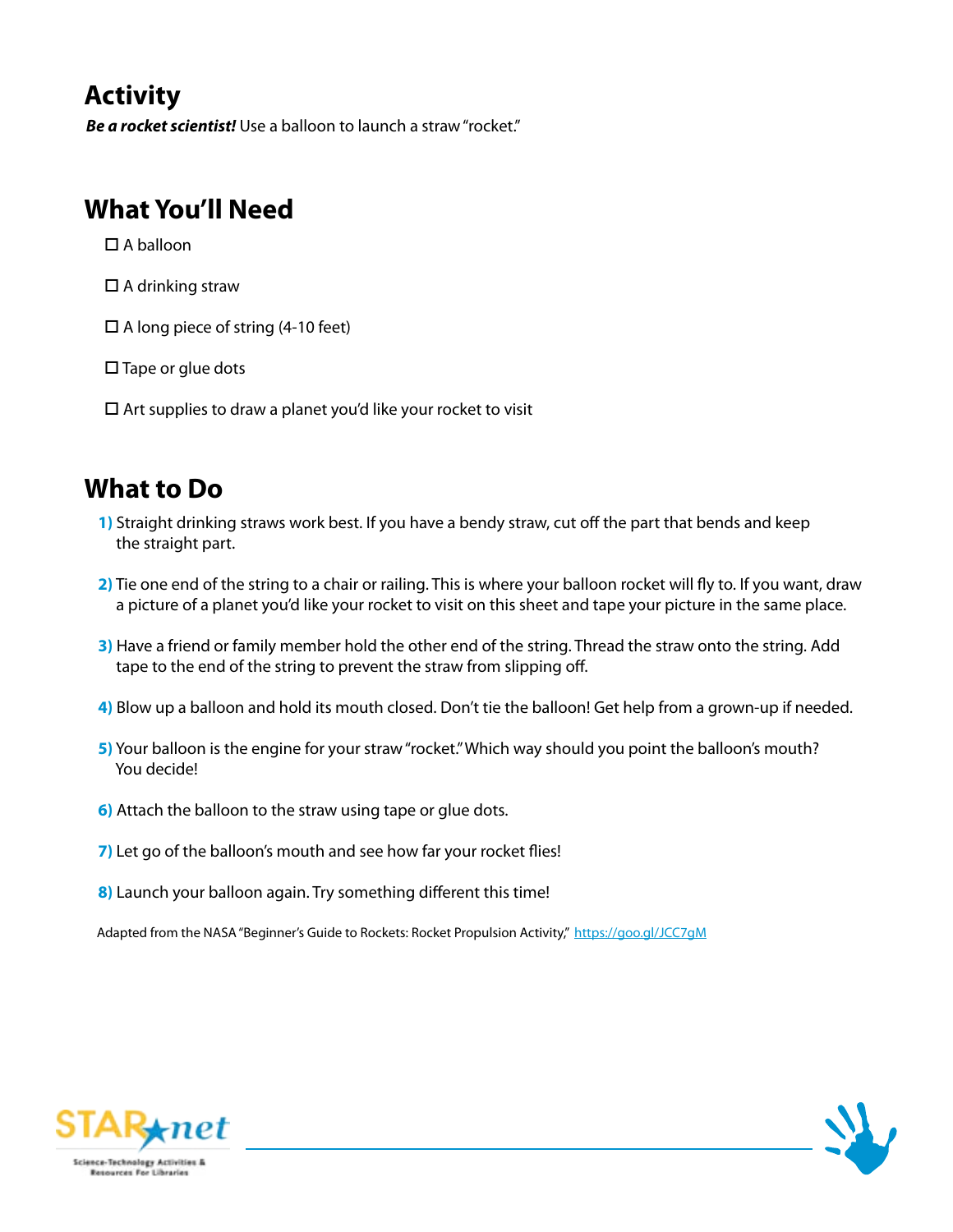# Activity

***Be a rocket scientist!*** Use a balloon to launch a straw "rocket."

## What You'll Need

- ☐ A balloon
- ☐ A drinking straw
- ☐ A long piece of string (4-10 feet)
- ☐ Tape or glue dots
- ☐ Art supplies to draw a planet you'd like your rocket to visit

## What to Do

1) Straight drinking straws work best. If you have a bendy straw, cut off the part that bends and keep the straight part.

2) Tie one end of the string to a chair or railing. This is where your balloon rocket will fly to. If you want, draw a picture of a planet you'd like your rocket to visit on this sheet and tape your picture in the same place.

3) Have a friend or family member hold the other end of the string. Thread the straw onto the string. Add tape to the end of the string to prevent the straw from slipping off.

4) Blow up a balloon and hold its mouth closed. Don't tie the balloon! Get help from a grown-up if needed.

5) Your balloon is the engine for your straw "rocket." Which way should you point the balloon's mouth? You decide!

6) Attach the balloon to the straw using tape or glue dots.

7) Let go of the balloon's mouth and see how far your rocket flies!

8) Launch your balloon again. Try something different this time!

Adapted from the NASA "Beginner's Guide to Rockets: Rocket Propulsion Activity," https://goo.gl/JCC7gM

STAR★net

Science-Technology Activities & Resources For Libraries